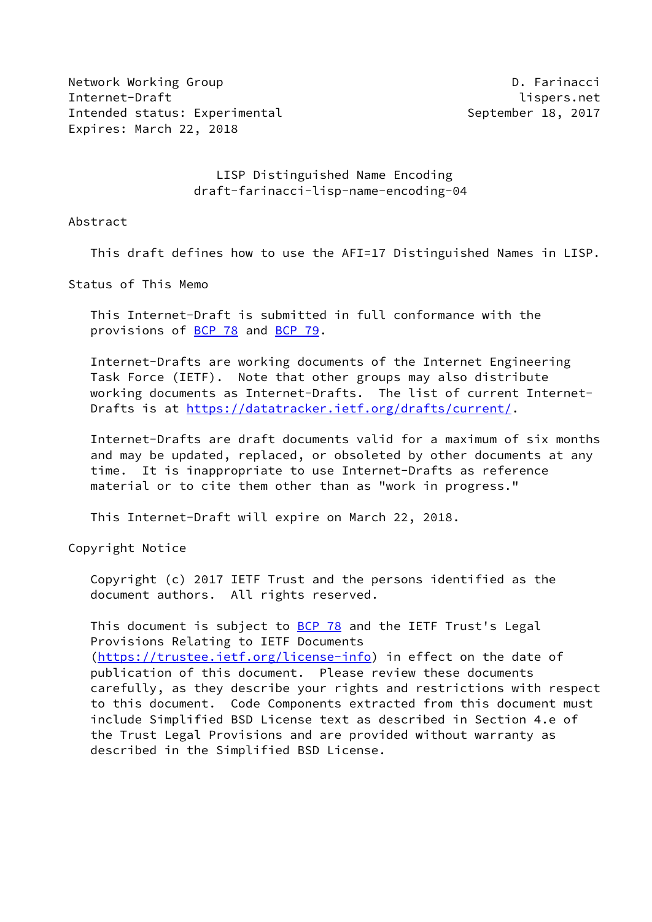Network Working Group D. Farinacci
Internet-Draft lispers.net
Intended status: Experimental September 18, 2017
Expires: March 22, 2018

# LISP Distinguished Name Encoding
## draft-farinacci-lisp-name-encoding-04

## Abstract

This draft defines how to use the AFI=17 Distinguished Names in LISP.

## Status of This Memo

This Internet-Draft is submitted in full conformance with the provisions of BCP 78 and BCP 79.

Internet-Drafts are working documents of the Internet Engineering Task Force (IETF). Note that other groups may also distribute working documents as Internet-Drafts. The list of current Internet-Drafts is at https://datatracker.ietf.org/drafts/current/.

Internet-Drafts are draft documents valid for a maximum of six months and may be updated, replaced, or obsoleted by other documents at any time. It is inappropriate to use Internet-Drafts as reference material or to cite them other than as "work in progress."

This Internet-Draft will expire on March 22, 2018.

## Copyright Notice

Copyright (c) 2017 IETF Trust and the persons identified as the document authors. All rights reserved.

This document is subject to BCP 78 and the IETF Trust's Legal Provisions Relating to IETF Documents (https://trustee.ietf.org/license-info) in effect on the date of publication of this document. Please review these documents carefully, as they describe your rights and restrictions with respect to this document. Code Components extracted from this document must include Simplified BSD License text as described in Section 4.e of the Trust Legal Provisions and are provided without warranty as described in the Simplified BSD License.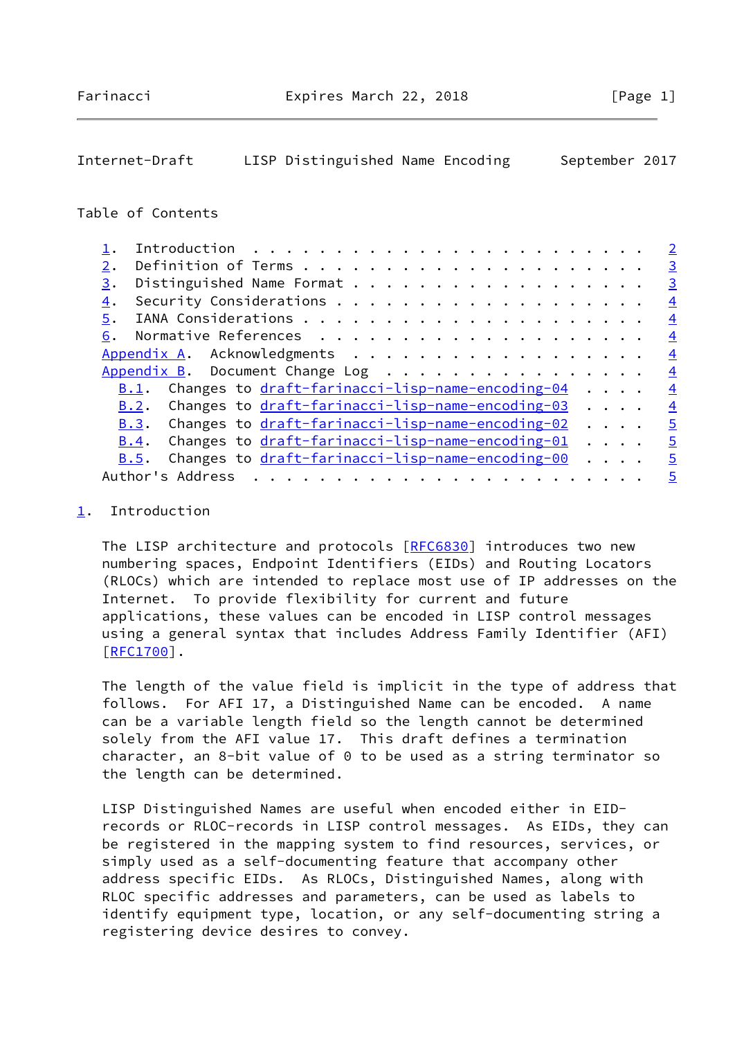Table of Contents

1. Introduction . . . . . . . . . . . . . . . . . . . . . . . . 2
2. Definition of Terms . . . . . . . . . . . . . . . . . . . . . 3
3. Distinguished Name Format . . . . . . . . . . . . . . . . . . 3
4. Security Considerations . . . . . . . . . . . . . . . . . . . 4
5. IANA Considerations . . . . . . . . . . . . . . . . . . . . . 4
6. Normative References . . . . . . . . . . . . . . . . . . . . 4
Appendix A. Acknowledgments . . . . . . . . . . . . . . . . . . 4
Appendix B. Document Change Log . . . . . . . . . . . . . . . . 4
  B.1. Changes to draft-farinacci-lisp-name-encoding-04 . . . . 4
  B.2. Changes to draft-farinacci-lisp-name-encoding-03 . . . . 4
  B.3. Changes to draft-farinacci-lisp-name-encoding-02 . . . . 5
  B.4. Changes to draft-farinacci-lisp-name-encoding-01 . . . . 5
  B.5. Changes to draft-farinacci-lisp-name-encoding-00 . . . . 5
Author's Address . . . . . . . . . . . . . . . . . . . . . . . . 5

## 1. Introduction

The LISP architecture and protocols [RFC6830] introduces two new numbering spaces, Endpoint Identifiers (EIDs) and Routing Locators (RLOCs) which are intended to replace most use of IP addresses on the Internet. To provide flexibility for current and future applications, these values can be encoded in LISP control messages using a general syntax that includes Address Family Identifier (AFI) [RFC1700].

The length of the value field is implicit in the type of address that follows. For AFI 17, a Distinguished Name can be encoded. A name can be a variable length field so the length cannot be determined solely from the AFI value 17. This draft defines a termination character, an 8-bit value of 0 to be used as a string terminator so the length can be determined.

LISP Distinguished Names are useful when encoded either in EID-records or RLOC-records in LISP control messages. As EIDs, they can be registered in the mapping system to find resources, services, or simply used as a self-documenting feature that accompany other address specific EIDs. As RLOCs, Distinguished Names, along with RLOC specific addresses and parameters, can be used as labels to identify equipment type, location, or any self-documenting string a registering device desires to convey.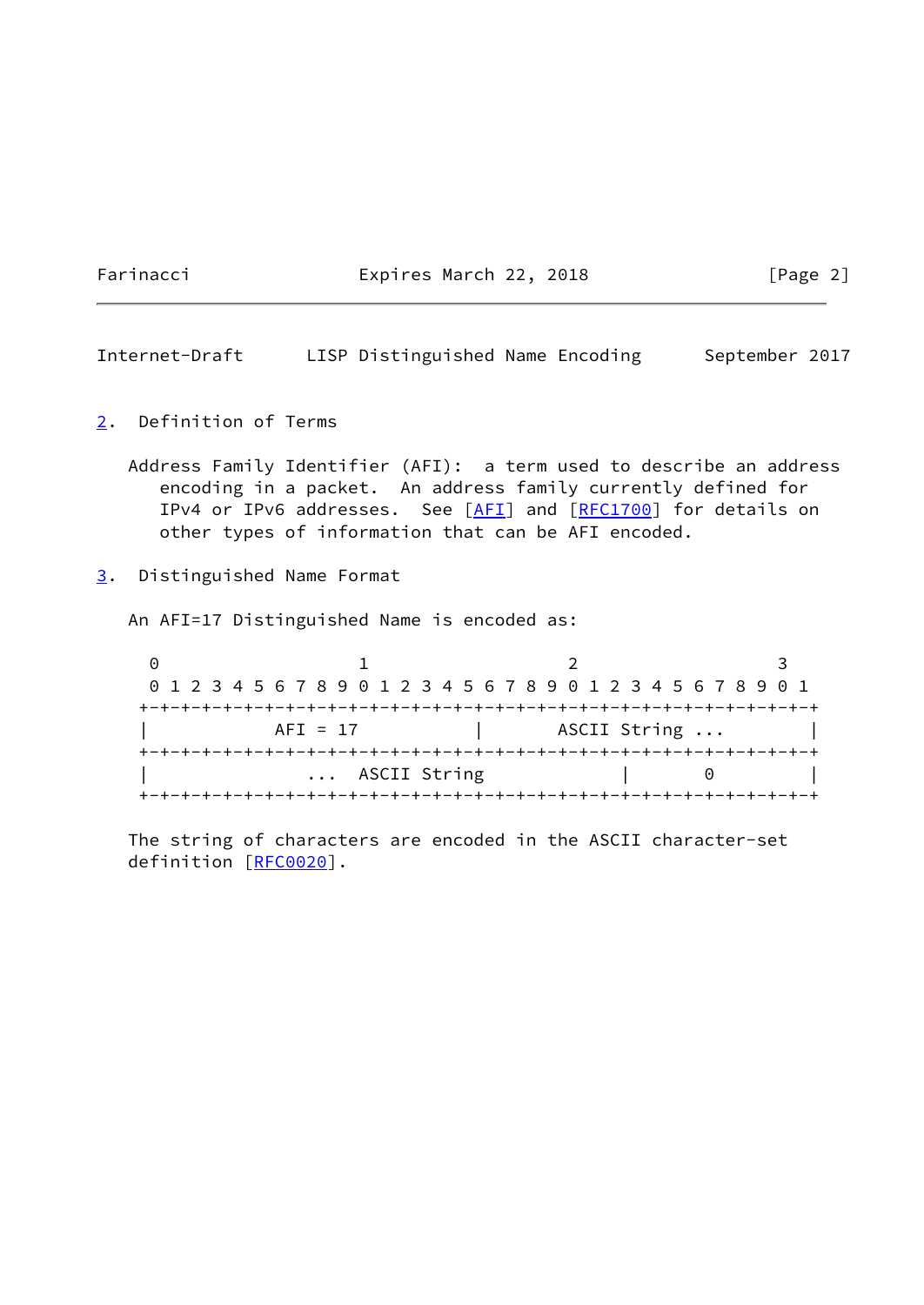## 2. Definition of Terms

Address Family Identifier (AFI): a term used to describe an address encoding in a packet. An address family currently defined for IPv4 or IPv6 addresses. See [AFI] and [RFC1700] for details on other types of information that can be AFI encoded.

## 3. Distinguished Name Format

An AFI=17 Distinguished Name is encoded as:

```
 0                   1                   2                   3
 0 1 2 3 4 5 6 7 8 9 0 1 2 3 4 5 6 7 8 9 0 1 2 3 4 5 6 7 8 9 0 1
+-+-+-+-+-+-+-+-+-+-+-+-+-+-+-+-+-+-+-+-+-+-+-+-+-+-+-+-+-+-+-+-+
|            AFI = 17           |       ASCII String ...        |
+-+-+-+-+-+-+-+-+-+-+-+-+-+-+-+-+-+-+-+-+-+-+-+-+-+-+-+-+-+-+-+-+
|                ...  ASCII String                |       0       |
+-+-+-+-+-+-+-+-+-+-+-+-+-+-+-+-+-+-+-+-+-+-+-+-+-+-+-+-+-+-+-+-+
```

The string of characters are encoded in the ASCII character-set definition [RFC0020].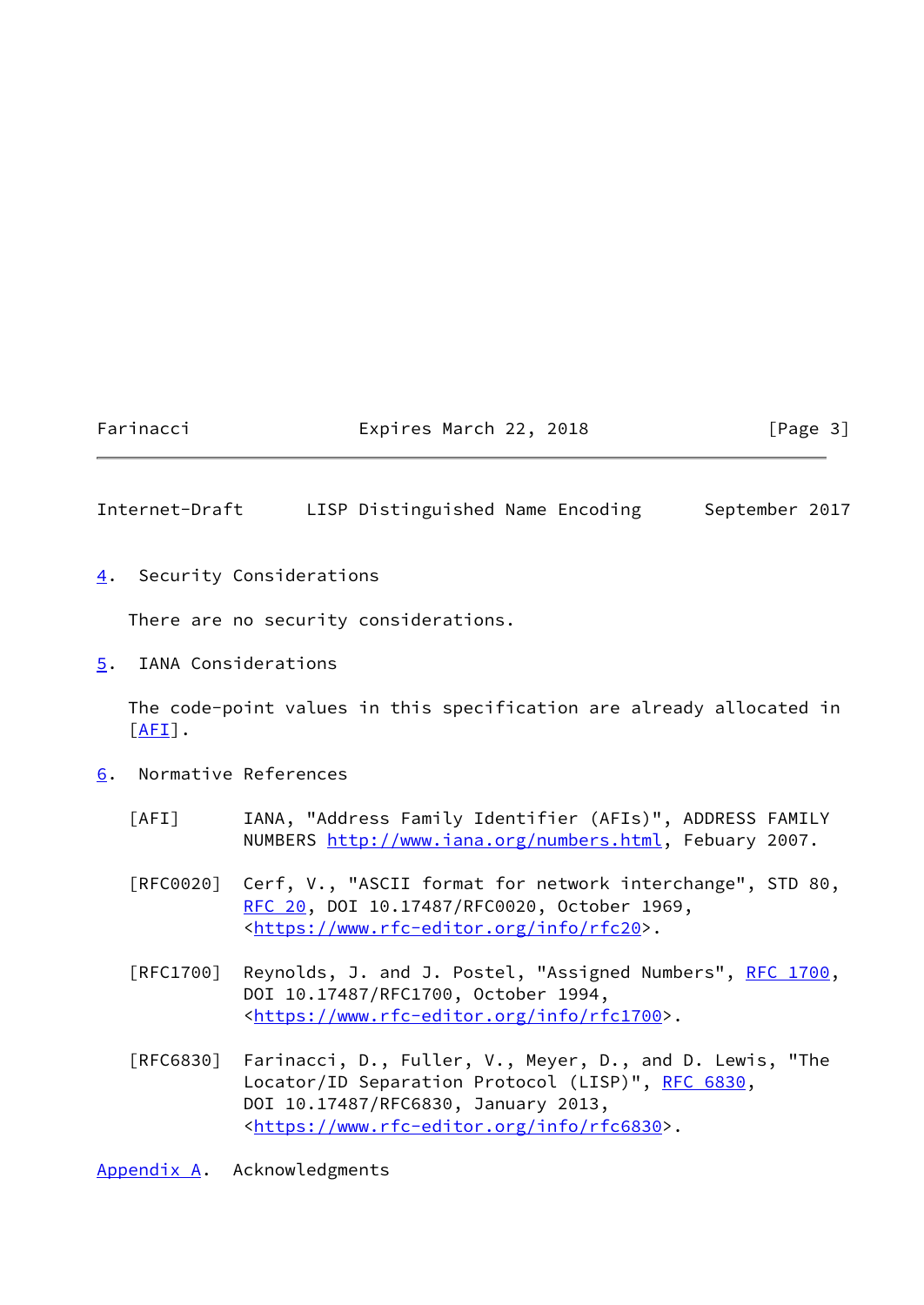## 4. Security Considerations

There are no security considerations.

## 5. IANA Considerations

The code-point values in this specification are already allocated in [AFI].

## 6. Normative References

[AFI] IANA, "Address Family Identifier (AFIs)", ADDRESS FAMILY NUMBERS http://www.iana.org/numbers.html, Febuary 2007.

[RFC0020] Cerf, V., "ASCII format for network interchange", STD 80, RFC 20, DOI 10.17487/RFC0020, October 1969, <https://www.rfc-editor.org/info/rfc20>.

[RFC1700] Reynolds, J. and J. Postel, "Assigned Numbers", RFC 1700, DOI 10.17487/RFC1700, October 1994, <https://www.rfc-editor.org/info/rfc1700>.

[RFC6830] Farinacci, D., Fuller, V., Meyer, D., and D. Lewis, "The Locator/ID Separation Protocol (LISP)", RFC 6830, DOI 10.17487/RFC6830, January 2013, <https://www.rfc-editor.org/info/rfc6830>.

## Appendix A. Acknowledgments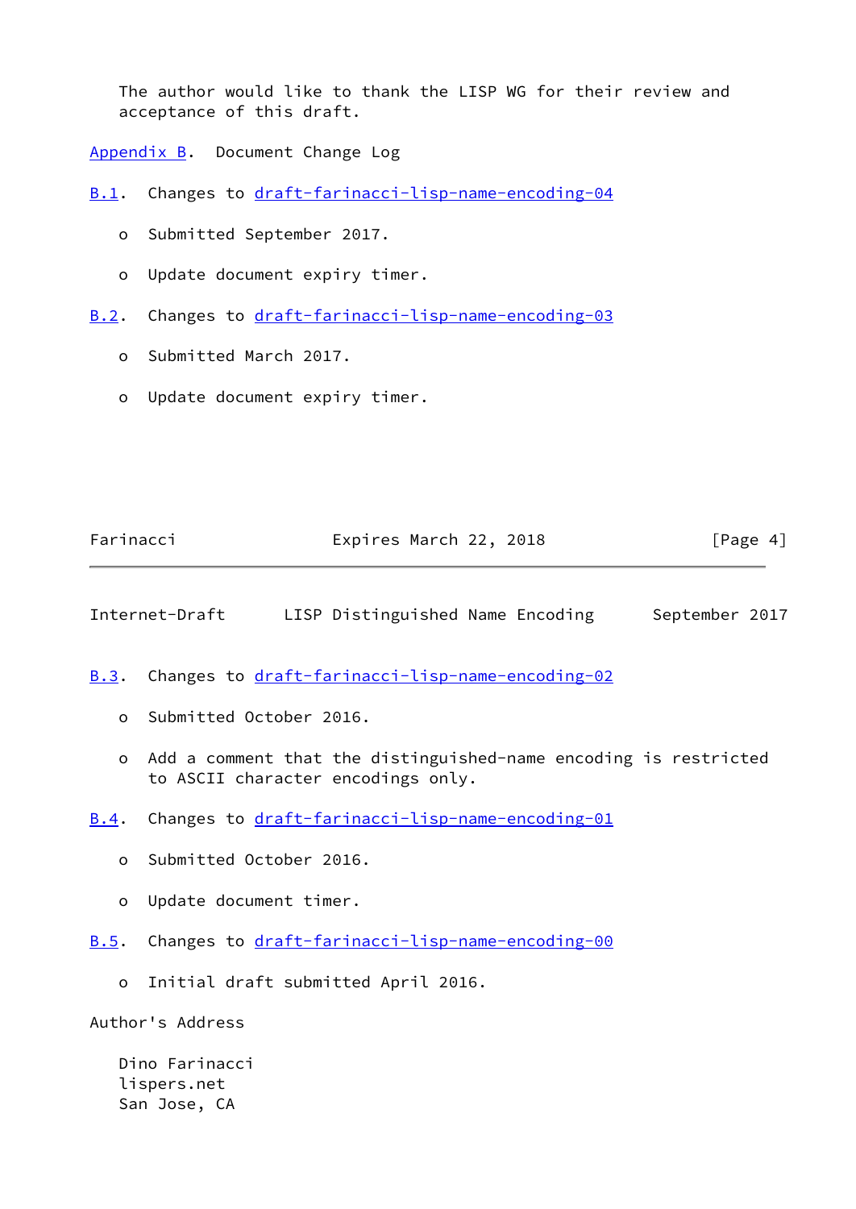The author would like to thank the LISP WG for their review and acceptance of this draft.

## Appendix B. Document Change Log

### B.1. Changes to draft-farinacci-lisp-name-encoding-04

- Submitted September 2017.
- Update document expiry timer.

### B.2. Changes to draft-farinacci-lisp-name-encoding-03

- Submitted March 2017.
- Update document expiry timer.

### B.3. Changes to draft-farinacci-lisp-name-encoding-02

- Submitted October 2016.
- Add a comment that the distinguished-name encoding is restricted to ASCII character encodings only.

### B.4. Changes to draft-farinacci-lisp-name-encoding-01

- Submitted October 2016.
- Update document timer.

### B.5. Changes to draft-farinacci-lisp-name-encoding-00

- Initial draft submitted April 2016.

## Author's Address

Dino Farinacci
lispers.net
San Jose, CA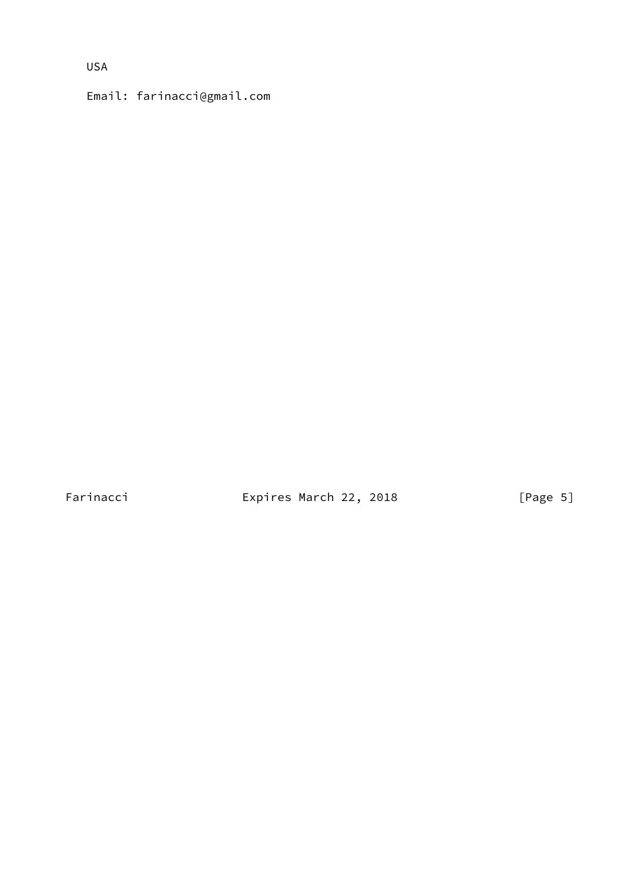USA

Email: farinacci@gmail.com